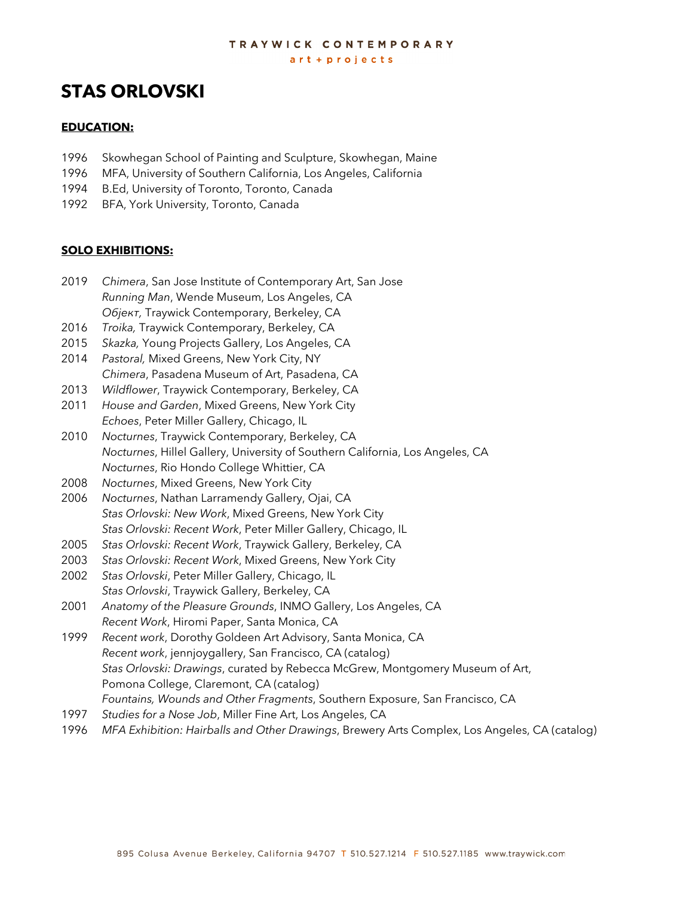TRAYWICK CONTEMPORARY
art + projects

# STAS ORLOVSKI

## EDUCATION:

1996 Skowhegan School of Painting and Sculpture, Skowhegan, Maine
1996 MFA, University of Southern California, Los Angeles, California
1994 B.Ed, University of Toronto, Toronto, Canada
1992 BFA, York University, Toronto, Canada

## SOLO EXHIBITIONS:

2019 *Chimera*, San Jose Institute of Contemporary Art, San Jose
*Running Man*, Wende Museum, Los Angeles, CA
*Обjект,* Traywick Contemporary, Berkeley, CA
2016 *Troika,* Traywick Contemporary, Berkeley, CA
2015 *Skazka,* Young Projects Gallery, Los Angeles, CA
2014 *Pastoral,* Mixed Greens, New York City, NY
*Chimera*, Pasadena Museum of Art, Pasadena, CA
2013 *Wildflower*, Traywick Contemporary, Berkeley, CA
2011 *House and Garden*, Mixed Greens, New York City
*Echoes*, Peter Miller Gallery, Chicago, IL
2010 *Nocturnes*, Traywick Contemporary, Berkeley, CA
*Nocturnes*, Hillel Gallery, University of Southern California, Los Angeles, CA
*Nocturnes*, Rio Hondo College Whittier, CA
2008 *Nocturnes*, Mixed Greens, New York City
2006 *Nocturnes*, Nathan Larramendy Gallery, Ojai, CA
*Stas Orlovski: New Work*, Mixed Greens, New York City
*Stas Orlovski: Recent Work*, Peter Miller Gallery, Chicago, IL
2005 *Stas Orlovski: Recent Work*, Traywick Gallery, Berkeley, CA
2003 *Stas Orlovski: Recent Work*, Mixed Greens, New York City
2002 *Stas Orlovski*, Peter Miller Gallery, Chicago, IL
*Stas Orlovski*, Traywick Gallery, Berkeley, CA
2001 *Anatomy of the Pleasure Grounds*, INMO Gallery, Los Angeles, CA
*Recent Work*, Hiromi Paper, Santa Monica, CA
1999 *Recent work*, Dorothy Goldeen Art Advisory, Santa Monica, CA
*Recent work*, jennjoygallery, San Francisco, CA (catalog)
*Stas Orlovski: Drawings*, curated by Rebecca McGrew, Montgomery Museum of Art, Pomona College, Claremont, CA (catalog)
*Fountains, Wounds and Other Fragments*, Southern Exposure, San Francisco, CA
1997 *Studies for a Nose Job*, Miller Fine Art, Los Angeles, CA
1996 *MFA Exhibition: Hairballs and Other Drawings*, Brewery Arts Complex, Los Angeles, CA (catalog)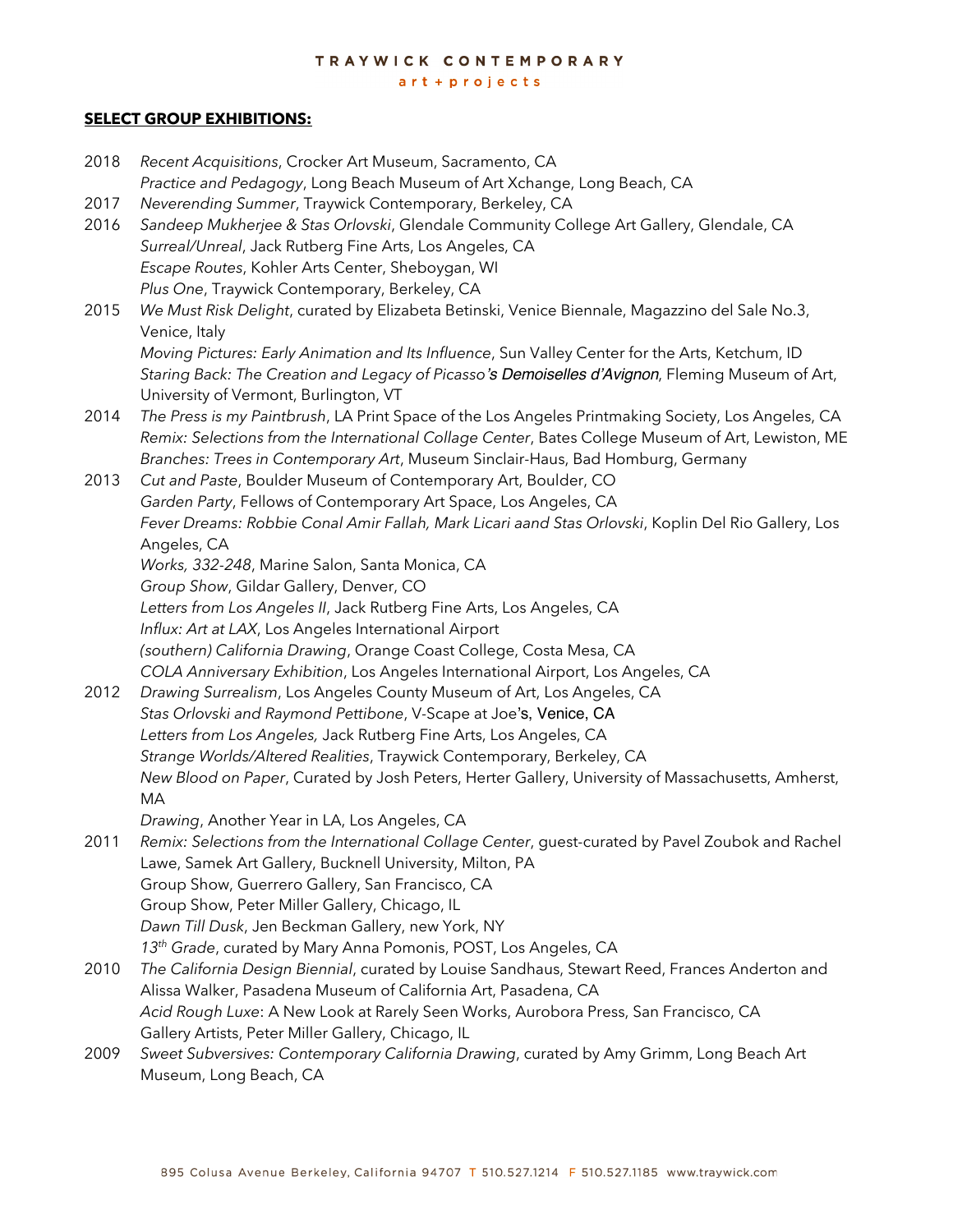**SELECT GROUP EXHIBITIONS:**

2018 *Recent Acquisitions*, Crocker Art Museum, Sacramento, CA
*Practice and Pedagogy*, Long Beach Museum of Art Xchange, Long Beach, CA

2017 *Neverending Summer*, Traywick Contemporary, Berkeley, CA

2016 *Sandeep Mukherjee & Stas Orlovski*, Glendale Community College Art Gallery, Glendale, CA
*Surreal/Unreal*, Jack Rutberg Fine Arts, Los Angeles, CA
*Escape Routes*, Kohler Arts Center, Sheboygan, WI
*Plus One*, Traywick Contemporary, Berkeley, CA

2015 *We Must Risk Delight*, curated by Elizabeta Betinski, Venice Biennale, Magazzino del Sale No.3, Venice, Italy
*Moving Pictures: Early Animation and Its Influence*, Sun Valley Center for the Arts, Ketchum, ID
*Staring Back: The Creation and Legacy of Picasso's Demoiselles d'Avignon*, Fleming Museum of Art, University of Vermont, Burlington, VT

2014 *The Press is my Paintbrush*, LA Print Space of the Los Angeles Printmaking Society, Los Angeles, CA
*Remix: Selections from the International Collage Center*, Bates College Museum of Art, Lewiston, ME
*Branches: Trees in Contemporary Art*, Museum Sinclair-Haus, Bad Homburg, Germany

2013 *Cut and Paste*, Boulder Museum of Contemporary Art, Boulder, CO
*Garden Party*, Fellows of Contemporary Art Space, Los Angeles, CA
*Fever Dreams: Robbie Conal Amir Fallah, Mark Licari aand Stas Orlovski*, Koplin Del Rio Gallery, Los Angeles, CA
*Works, 332-248*, Marine Salon, Santa Monica, CA
*Group Show*, Gildar Gallery, Denver, CO
*Letters from Los Angeles II*, Jack Rutberg Fine Arts, Los Angeles, CA
*Influx: Art at LAX*, Los Angeles International Airport
*(southern) California Drawing*, Orange Coast College, Costa Mesa, CA
*COLA Anniversary Exhibition*, Los Angeles International Airport, Los Angeles, CA

2012 *Drawing Surrealism*, Los Angeles County Museum of Art, Los Angeles, CA
*Stas Orlovski and Raymond Pettibone*, V-Scape at Joe's, Venice, CA
*Letters from Los Angeles,* Jack Rutberg Fine Arts, Los Angeles, CA
*Strange Worlds/Altered Realities*, Traywick Contemporary, Berkeley, CA
*New Blood on Paper*, Curated by Josh Peters, Herter Gallery, University of Massachusetts, Amherst, MA
*Drawing*, Another Year in LA, Los Angeles, CA

2011 *Remix: Selections from the International Collage Center*, guest-curated by Pavel Zoubok and Rachel Lawe, Samek Art Gallery, Bucknell University, Milton, PA
Group Show, Guerrero Gallery, San Francisco, CA
Group Show, Peter Miller Gallery, Chicago, IL
*Dawn Till Dusk*, Jen Beckman Gallery, new York, NY
*13th Grade*, curated by Mary Anna Pomonis, POST, Los Angeles, CA

2010 *The California Design Biennial*, curated by Louise Sandhaus, Stewart Reed, Frances Anderton and Alissa Walker, Pasadena Museum of California Art, Pasadena, CA
*Acid Rough Luxe*: A New Look at Rarely Seen Works, Aurobora Press, San Francisco, CA
Gallery Artists, Peter Miller Gallery, Chicago, IL

2009 *Sweet Subversives: Contemporary California Drawing*, curated by Amy Grimm, Long Beach Art Museum, Long Beach, CA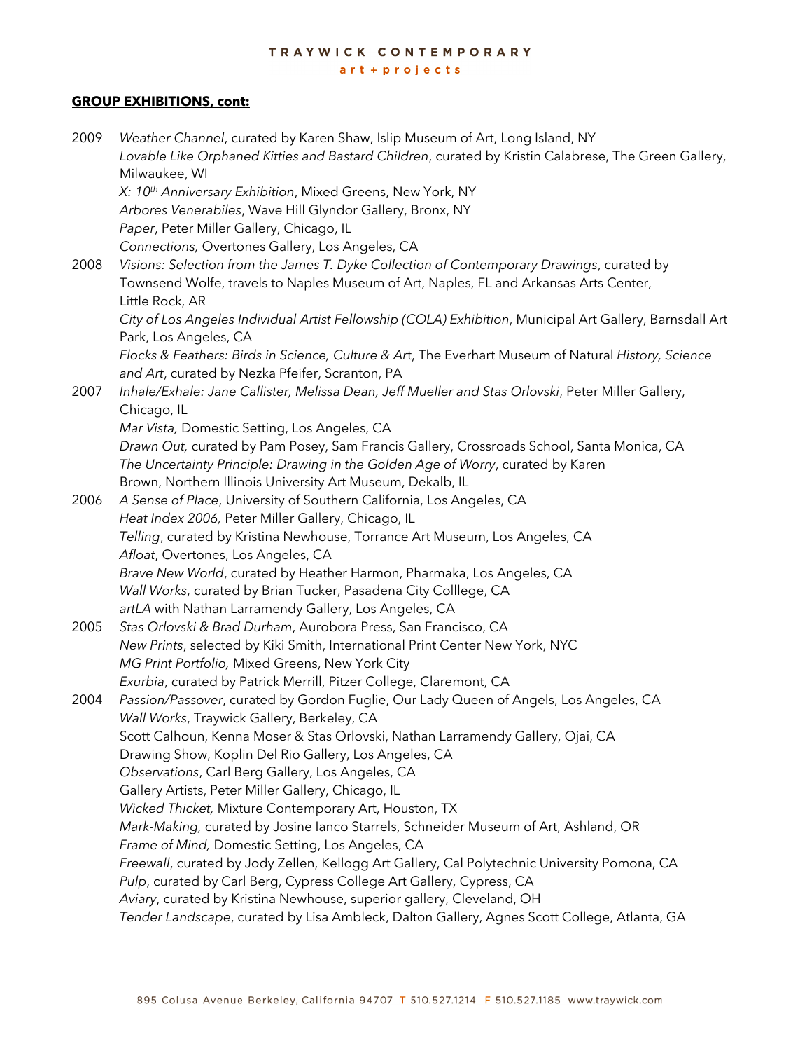**GROUP EXHIBITIONS, cont:**

2009 *Weather Channel*, curated by Karen Shaw, Islip Museum of Art, Long Island, NY
*Lovable Like Orphaned Kitties and Bastard Children*, curated by Kristin Calabrese, The Green Gallery, Milwaukee, WI
*X: 10th Anniversary Exhibition*, Mixed Greens, New York, NY
*Arbores Venerabiles*, Wave Hill Glyndor Gallery, Bronx, NY
*Paper*, Peter Miller Gallery, Chicago, IL
*Connections,* Overtones Gallery, Los Angeles, CA

2008 *Visions: Selection from the James T. Dyke Collection of Contemporary Drawings*, curated by Townsend Wolfe, travels to Naples Museum of Art, Naples, FL and Arkansas Arts Center, Little Rock, AR
*City of Los Angeles Individual Artist Fellowship (COLA) Exhibition*, Municipal Art Gallery, Barnsdall Art Park, Los Angeles, CA
*Flocks & Feathers: Birds in Science, Culture & Ar*t, The Everhart Museum of Natural *History, Science and Art*, curated by Nezka Pfeifer, Scranton, PA

2007 *Inhale/Exhale: Jane Callister, Melissa Dean, Jeff Mueller and Stas Orlovski*, Peter Miller Gallery, Chicago, IL
*Mar Vista,* Domestic Setting, Los Angeles, CA
*Drawn Out,* curated by Pam Posey, Sam Francis Gallery, Crossroads School, Santa Monica, CA
*The Uncertainty Principle: Drawing in the Golden Age of Worry*, curated by Karen Brown, Northern Illinois University Art Museum, Dekalb, IL

2006 *A Sense of Place*, University of Southern California, Los Angeles, CA
*Heat Index 2006,* Peter Miller Gallery, Chicago, IL
*Telling*, curated by Kristina Newhouse, Torrance Art Museum, Los Angeles, CA
*Afloat*, Overtones, Los Angeles, CA
*Brave New World*, curated by Heather Harmon, Pharmaka, Los Angeles, CA
*Wall Works*, curated by Brian Tucker, Pasadena City Colllege, CA
*artLA* with Nathan Larramendy Gallery, Los Angeles, CA

2005 *Stas Orlovski & Brad Durham*, Aurobora Press, San Francisco, CA
*New Prints*, selected by Kiki Smith, International Print Center New York, NYC
*MG Print Portfolio,* Mixed Greens, New York City
*Exurbia*, curated by Patrick Merrill, Pitzer College, Claremont, CA

2004 *Passion/Passover*, curated by Gordon Fuglie, Our Lady Queen of Angels, Los Angeles, CA
*Wall Works*, Traywick Gallery, Berkeley, CA
Scott Calhoun, Kenna Moser & Stas Orlovski, Nathan Larramendy Gallery, Ojai, CA
Drawing Show, Koplin Del Rio Gallery, Los Angeles, CA
*Observations*, Carl Berg Gallery, Los Angeles, CA
Gallery Artists, Peter Miller Gallery, Chicago, IL
*Wicked Thicket,* Mixture Contemporary Art, Houston, TX
*Mark-Making,* curated by Josine Ianco Starrels, Schneider Museum of Art, Ashland, OR
*Frame of Mind,* Domestic Setting, Los Angeles, CA
*Freewall*, curated by Jody Zellen, Kellogg Art Gallery, Cal Polytechnic University Pomona, CA
*Pulp*, curated by Carl Berg, Cypress College Art Gallery, Cypress, CA
*Aviary*, curated by Kristina Newhouse, superior gallery, Cleveland, OH
*Tender Landscape*, curated by Lisa Ambleck, Dalton Gallery, Agnes Scott College, Atlanta, GA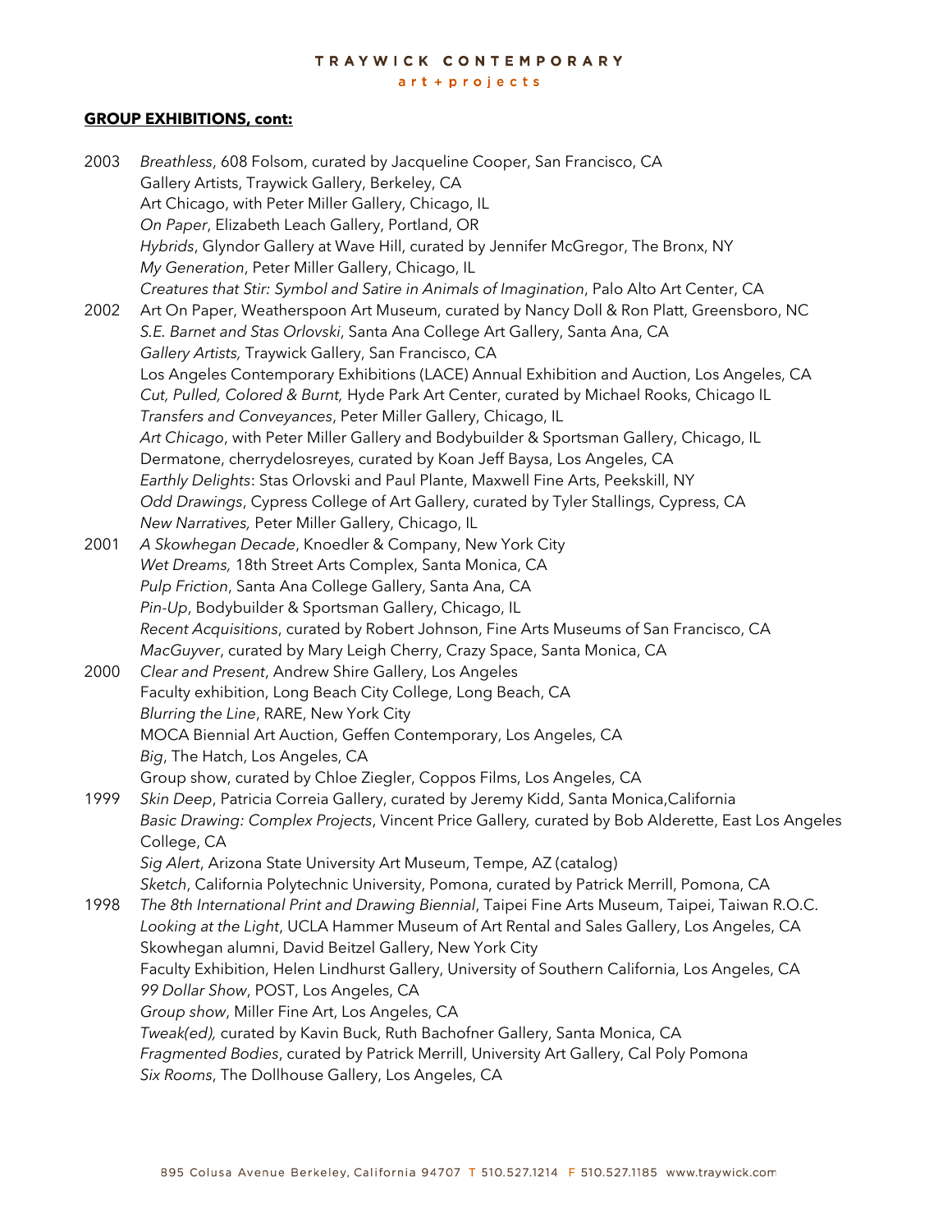**GROUP EXHIBITIONS, cont:**

2003 *Breathless*, 608 Folsom, curated by Jacqueline Cooper, San Francisco, CA
Gallery Artists, Traywick Gallery, Berkeley, CA
Art Chicago, with Peter Miller Gallery, Chicago, IL
*On Paper*, Elizabeth Leach Gallery, Portland, OR
*Hybrids*, Glyndor Gallery at Wave Hill, curated by Jennifer McGregor, The Bronx, NY
*My Generation*, Peter Miller Gallery, Chicago, IL
*Creatures that Stir: Symbol and Satire in Animals of Imagination*, Palo Alto Art Center, CA

2002 Art On Paper, Weatherspoon Art Museum, curated by Nancy Doll & Ron Platt, Greensboro, NC
*S.E. Barnet and Stas Orlovski*, Santa Ana College Art Gallery, Santa Ana, CA
*Gallery Artists,* Traywick Gallery, San Francisco, CA
Los Angeles Contemporary Exhibitions (LACE) Annual Exhibition and Auction, Los Angeles, CA
*Cut, Pulled, Colored & Burnt,* Hyde Park Art Center, curated by Michael Rooks, Chicago IL
*Transfers and Conveyances*, Peter Miller Gallery, Chicago, IL
*Art Chicago*, with Peter Miller Gallery and Bodybuilder & Sportsman Gallery, Chicago, IL
Dermatone, cherrydelosreyes, curated by Koan Jeff Baysa, Los Angeles, CA
*Earthly Delights*: Stas Orlovski and Paul Plante, Maxwell Fine Arts, Peekskill, NY
*Odd Drawings*, Cypress College of Art Gallery, curated by Tyler Stallings, Cypress, CA
*New Narratives,* Peter Miller Gallery, Chicago, IL

2001 *A Skowhegan Decade*, Knoedler & Company, New York City
*Wet Dreams,* 18th Street Arts Complex, Santa Monica, CA
*Pulp Friction*, Santa Ana College Gallery, Santa Ana, CA
*Pin-Up*, Bodybuilder & Sportsman Gallery, Chicago, IL
*Recent Acquisitions*, curated by Robert Johnson, Fine Arts Museums of San Francisco, CA
*MacGuyver*, curated by Mary Leigh Cherry, Crazy Space, Santa Monica, CA

2000 *Clear and Present*, Andrew Shire Gallery, Los Angeles
Faculty exhibition, Long Beach City College, Long Beach, CA
*Blurring the Line*, RARE, New York City
MOCA Biennial Art Auction, Geffen Contemporary, Los Angeles, CA
*Big*, The Hatch, Los Angeles, CA
Group show, curated by Chloe Ziegler, Coppos Films, Los Angeles, CA

1999 *Skin Deep*, Patricia Correia Gallery, curated by Jeremy Kidd, Santa Monica,California
*Basic Drawing: Complex Projects*, Vincent Price Gallery, curated by Bob Alderette, East Los Angeles College, CA
*Sig Alert*, Arizona State University Art Museum, Tempe, AZ (catalog)
*Sketch*, California Polytechnic University, Pomona, curated by Patrick Merrill, Pomona, CA

1998 *The 8th International Print and Drawing Biennial*, Taipei Fine Arts Museum, Taipei, Taiwan R.O.C.
*Looking at the Light*, UCLA Hammer Museum of Art Rental and Sales Gallery, Los Angeles, CA
Skowhegan alumni, David Beitzel Gallery, New York City
Faculty Exhibition, Helen Lindhurst Gallery, University of Southern California, Los Angeles, CA
*99 Dollar Show*, POST, Los Angeles, CA
*Group show*, Miller Fine Art, Los Angeles, CA
*Tweak(ed),* curated by Kavin Buck, Ruth Bachofner Gallery, Santa Monica, CA
*Fragmented Bodies*, curated by Patrick Merrill, University Art Gallery, Cal Poly Pomona
*Six Rooms*, The Dollhouse Gallery, Los Angeles, CA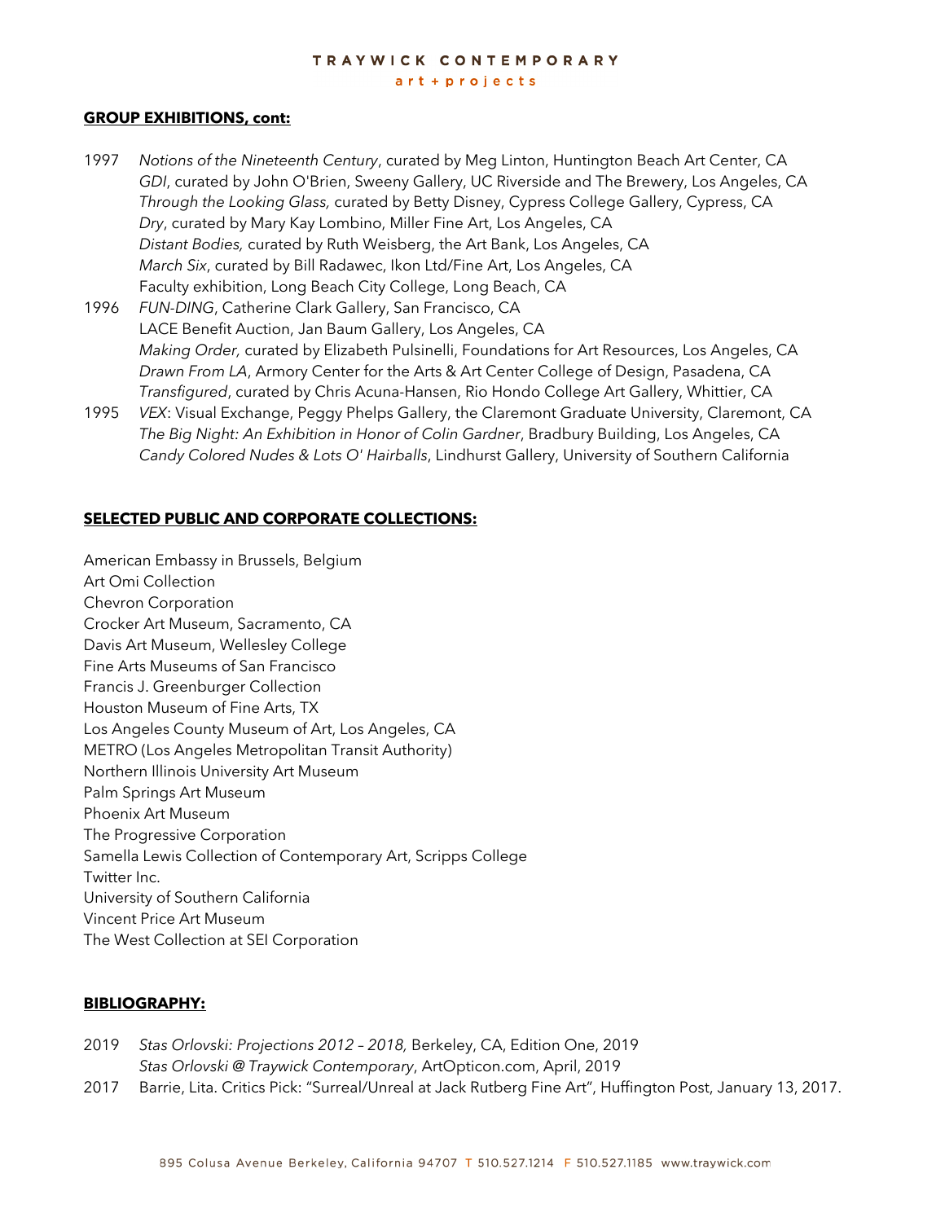**GROUP EXHIBITIONS, cont:**

1997 *Notions of the Nineteenth Century*, curated by Meg Linton, Huntington Beach Art Center, CA
*GDI*, curated by John O'Brien, Sweeny Gallery, UC Riverside and The Brewery, Los Angeles, CA
*Through the Looking Glass,* curated by Betty Disney, Cypress College Gallery, Cypress, CA
*Dry*, curated by Mary Kay Lombino, Miller Fine Art, Los Angeles, CA
*Distant Bodies,* curated by Ruth Weisberg, the Art Bank, Los Angeles, CA
*March Six*, curated by Bill Radawec, Ikon Ltd/Fine Art, Los Angeles, CA
Faculty exhibition, Long Beach City College, Long Beach, CA

1996 *FUN-DING*, Catherine Clark Gallery, San Francisco, CA
LACE Benefit Auction, Jan Baum Gallery, Los Angeles, CA
*Making Order,* curated by Elizabeth Pulsinelli, Foundations for Art Resources, Los Angeles, CA
*Drawn From LA*, Armory Center for the Arts & Art Center College of Design, Pasadena, CA
*Transfigured*, curated by Chris Acuna-Hansen, Rio Hondo College Art Gallery, Whittier, CA

1995 *VEX*: Visual Exchange, Peggy Phelps Gallery, the Claremont Graduate University, Claremont, CA
*The Big Night: An Exhibition in Honor of Colin Gardner*, Bradbury Building, Los Angeles, CA
*Candy Colored Nudes & Lots O' Hairballs*, Lindhurst Gallery, University of Southern California

**SELECTED PUBLIC AND CORPORATE COLLECTIONS:**

American Embassy in Brussels, Belgium
Art Omi Collection
Chevron Corporation
Crocker Art Museum, Sacramento, CA
Davis Art Museum, Wellesley College
Fine Arts Museums of San Francisco
Francis J. Greenburger Collection
Houston Museum of Fine Arts, TX
Los Angeles County Museum of Art, Los Angeles, CA
METRO (Los Angeles Metropolitan Transit Authority)
Northern Illinois University Art Museum
Palm Springs Art Museum
Phoenix Art Museum
The Progressive Corporation
Samella Lewis Collection of Contemporary Art, Scripps College
Twitter Inc.
University of Southern California
Vincent Price Art Museum
The West Collection at SEI Corporation

**BIBLIOGRAPHY:**

2019 *Stas Orlovski: Projections 2012 – 2018,* Berkeley, CA, Edition One, 2019
*Stas Orlovski @ Traywick Contemporary*, ArtOpticon.com, April, 2019

2017 Barrie, Lita. Critics Pick: "Surreal/Unreal at Jack Rutberg Fine Art", Huffington Post, January 13, 2017.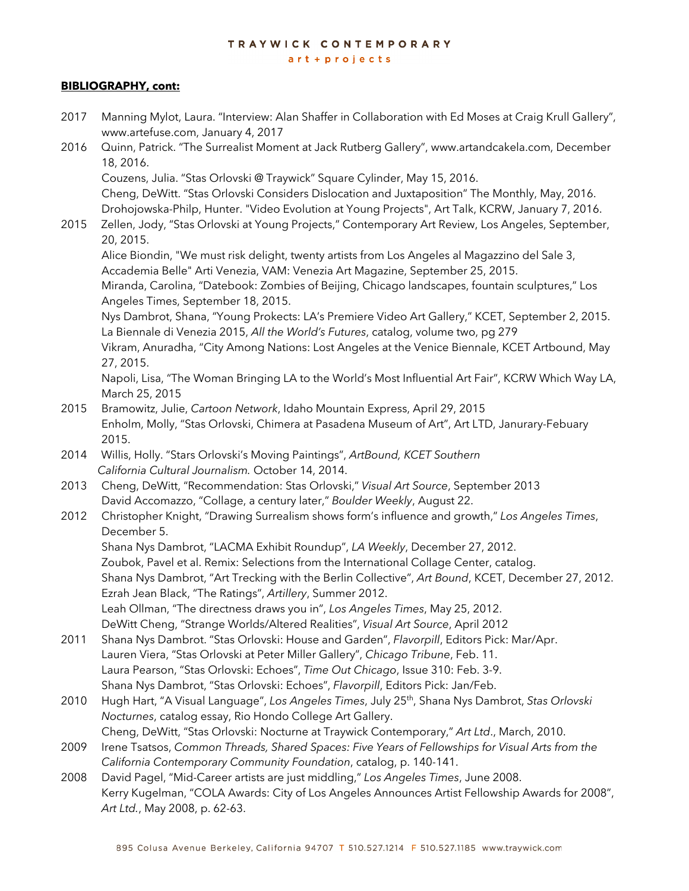**BIBLIOGRAPHY, cont:**

2017 Manning Mylot, Laura. "Interview: Alan Shaffer in Collaboration with Ed Moses at Craig Krull Gallery", www.artefuse.com, January 4, 2017

2016 Quinn, Patrick. "The Surrealist Moment at Jack Rutberg Gallery", www.artandcakela.com, December 18, 2016.
Couzens, Julia. "Stas Orlovski @ Traywick" Square Cylinder, May 15, 2016.
Cheng, DeWitt. "Stas Orlovski Considers Dislocation and Juxtaposition" The Monthly, May, 2016.
Drohojowska-Philp, Hunter. "Video Evolution at Young Projects", Art Talk, KCRW, January 7, 2016.

2015 Zellen, Jody, "Stas Orlovski at Young Projects," Contemporary Art Review, Los Angeles, September, 20, 2015.
Alice Biondin, "We must risk delight, twenty artists from Los Angeles al Magazzino del Sale 3, Accademia Belle" Arti Venezia, VAM: Venezia Art Magazine, September 25, 2015.
Miranda, Carolina, "Datebook: Zombies of Beijing, Chicago landscapes, fountain sculptures," Los Angeles Times, September 18, 2015.
Nys Dambrot, Shana, "Young Prokects: LA's Premiere Video Art Gallery," KCET, September 2, 2015.
La Biennale di Venezia 2015, *All the World's Futures*, catalog, volume two, pg 279
Vikram, Anuradha, "City Among Nations: Lost Angeles at the Venice Biennale, KCET Artbound, May 27, 2015.
Napoli, Lisa, "The Woman Bringing LA to the World's Most Influential Art Fair", KCRW Which Way LA, March 25, 2015

2015 Bramowitz, Julie, *Cartoon Network*, Idaho Mountain Express, April 29, 2015
Enholm, Molly, "Stas Orlovski, Chimera at Pasadena Museum of Art", Art LTD, Janurary-Febuary 2015.

2014 Willis, Holly. "Stars Orlovski's Moving Paintings", *ArtBound, KCET Southern California Cultural Journalism.* October 14, 2014.

2013 Cheng, DeWitt, "Recommendation: Stas Orlovski," *Visual Art Source*, September 2013
David Accomazzo, "Collage, a century later," *Boulder Weekly*, August 22.

2012 Christopher Knight, "Drawing Surrealism shows form's influence and growth," *Los Angeles Times*, December 5.
Shana Nys Dambrot, "LACMA Exhibit Roundup", *LA Weekly*, December 27, 2012.
Zoubok, Pavel et al. Remix: Selections from the International Collage Center, catalog.
Shana Nys Dambrot, "Art Trecking with the Berlin Collective", *Art Bound*, KCET, December 27, 2012.
Ezrah Jean Black, "The Ratings", *Artillery*, Summer 2012.
Leah Ollman, "The directness draws you in", *Los Angeles Times*, May 25, 2012.
DeWitt Cheng, "Strange Worlds/Altered Realities", *Visual Art Source*, April 2012

2011 Shana Nys Dambrot. "Stas Orlovski: House and Garden", *Flavorpill*, Editors Pick: Mar/Apr.
Lauren Viera, "Stas Orlovski at Peter Miller Gallery", *Chicago Tribune*, Feb. 11.
Laura Pearson, "Stas Orlovski: Echoes", *Time Out Chicago*, Issue 310: Feb. 3-9.
Shana Nys Dambrot, "Stas Orlovski: Echoes", *Flavorpill*, Editors Pick: Jan/Feb.

2010 Hugh Hart, "A Visual Language", *Los Angeles Times*, July 25th, Shana Nys Dambrot, *Stas Orlovski Nocturnes*, catalog essay, Rio Hondo College Art Gallery.
Cheng, DeWitt, "Stas Orlovski: Nocturne at Traywick Contemporary," *Art Ltd*., March, 2010.

2009 Irene Tsatsos, *Common Threads, Shared Spaces: Five Years of Fellowships for Visual Arts from the California Contemporary Community Foundation*, catalog, p. 140-141.

2008 David Pagel, "Mid-Career artists are just middling," *Los Angeles Times*, June 2008.
Kerry Kugelman, "COLA Awards: City of Los Angeles Announces Artist Fellowship Awards for 2008", *Art Ltd.*, May 2008, p. 62-63.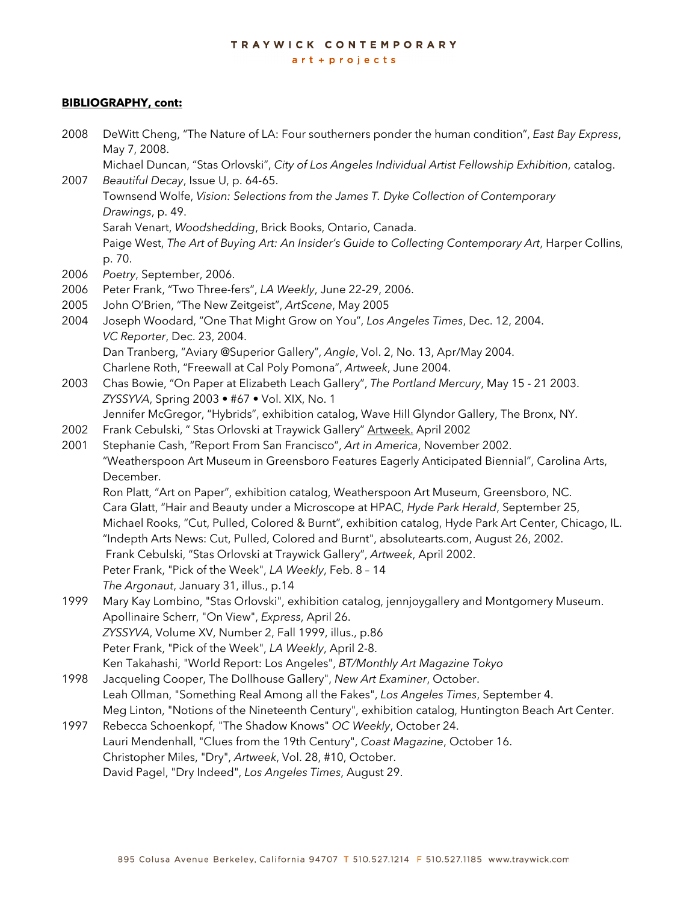**BIBLIOGRAPHY, cont:**

2008 DeWitt Cheng, "The Nature of LA: Four southerners ponder the human condition", *East Bay Express*, May 7, 2008.
Michael Duncan, "Stas Orlovski", *City of Los Angeles Individual Artist Fellowship Exhibition*, catalog.

2007 *Beautiful Decay*, Issue U, p. 64-65.
Townsend Wolfe, *Vision: Selections from the James T. Dyke Collection of Contemporary Drawings*, p. 49.
Sarah Venart, *Woodshedding*, Brick Books, Ontario, Canada.
Paige West, *The Art of Buying Art: An Insider's Guide to Collecting Contemporary Art*, Harper Collins, p. 70.

2006 *Poetry*, September, 2006.

2006 Peter Frank, "Two Three-fers", *LA Weekly*, June 22-29, 2006.

2005 John O'Brien, "The New Zeitgeist", *ArtScene*, May 2005

2004 Joseph Woodard, "One That Might Grow on You", *Los Angeles Times*, Dec. 12, 2004.
*VC Reporter*, Dec. 23, 2004.
Dan Tranberg, "Aviary @Superior Gallery", *Angle*, Vol. 2, No. 13, Apr/May 2004.
Charlene Roth, "Freewall at Cal Poly Pomona", *Artweek*, June 2004.

2003 Chas Bowie, "On Paper at Elizabeth Leach Gallery", *The Portland Mercury*, May 15 - 21 2003.
*ZYSSYVA*, Spring 2003 • #67 • Vol. XIX, No. 1
Jennifer McGregor, "Hybrids", exhibition catalog, Wave Hill Glyndor Gallery, The Bronx, NY.

2002 Frank Cebulski, " Stas Orlovski at Traywick Gallery" Artweek. April 2002

2001 Stephanie Cash, "Report From San Francisco", *Art in America*, November 2002.
"Weatherspoon Art Museum in Greensboro Features Eagerly Anticipated Biennial", Carolina Arts, December.
Ron Platt, "Art on Paper", exhibition catalog, Weatherspoon Art Museum, Greensboro, NC.
Cara Glatt, "Hair and Beauty under a Microscope at HPAC, *Hyde Park Herald*, September 25,
Michael Rooks, "Cut, Pulled, Colored & Burnt", exhibition catalog, Hyde Park Art Center, Chicago, IL.
"Indepth Arts News: Cut, Pulled, Colored and Burnt", absolutearts.com, August 26, 2002.
Frank Cebulski, "Stas Orlovski at Traywick Gallery", *Artweek*, April 2002.
Peter Frank, "Pick of the Week", *LA Weekly*, Feb. 8 – 14
*The Argonaut*, January 31, illus., p.14

1999 Mary Kay Lombino, "Stas Orlovski", exhibition catalog, jennjoygallery and Montgomery Museum.
Apollinaire Scherr, "On View", *Express*, April 26.
*ZYSSYVA*, Volume XV, Number 2, Fall 1999, illus., p.86
Peter Frank, "Pick of the Week", *LA Weekly*, April 2-8.
Ken Takahashi, "World Report: Los Angeles", *BT/Monthly Art Magazine Tokyo*

1998 Jacqueling Cooper, The Dollhouse Gallery", *New Art Examiner*, October.
Leah Ollman, "Something Real Among all the Fakes", *Los Angeles Times*, September 4.
Meg Linton, "Notions of the Nineteenth Century", exhibition catalog, Huntington Beach Art Center.

1997 Rebecca Schoenkopf, "The Shadow Knows" *OC Weekly*, October 24.
Lauri Mendenhall, "Clues from the 19th Century", *Coast Magazine*, October 16.
Christopher Miles, "Dry", *Artweek*, Vol. 28, #10, October.
David Pagel, "Dry Indeed", *Los Angeles Times*, August 29.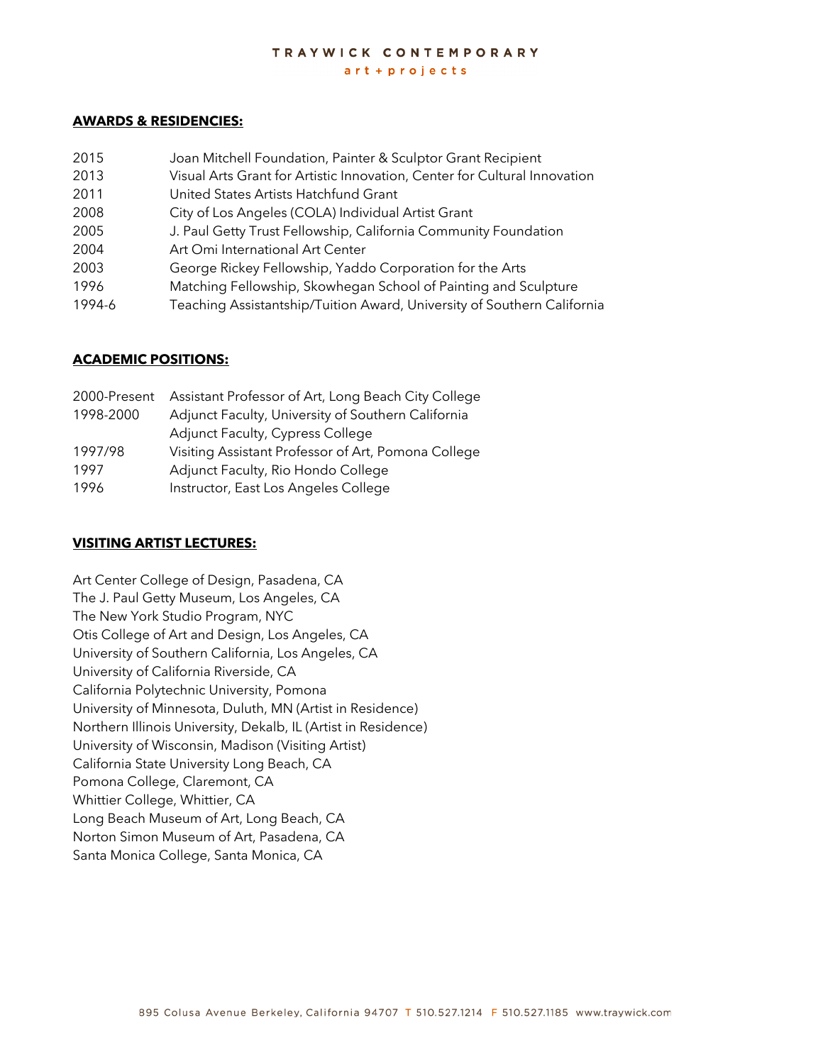## AWARDS & RESIDENCIES:

| | |
|---|---|
| 2015 | Joan Mitchell Foundation, Painter & Sculptor Grant Recipient |
| 2013 | Visual Arts Grant for Artistic Innovation, Center for Cultural Innovation |
| 2011 | United States Artists Hatchfund Grant |
| 2008 | City of Los Angeles (COLA) Individual Artist Grant |
| 2005 | J. Paul Getty Trust Fellowship, California Community Foundation |
| 2004 | Art Omi International Art Center |
| 2003 | George Rickey Fellowship, Yaddo Corporation for the Arts |
| 1996 | Matching Fellowship, Skowhegan School of Painting and Sculpture |
| 1994-6 | Teaching Assistantship/Tuition Award, University of Southern California |

## ACADEMIC POSITIONS:

| | |
|---|---|
| 2000-Present | Assistant Professor of Art, Long Beach City College |
| 1998-2000 | Adjunct Faculty, University of Southern California |
| | Adjunct Faculty, Cypress College |
| 1997/98 | Visiting Assistant Professor of Art, Pomona College |
| 1997 | Adjunct Faculty, Rio Hondo College |
| 1996 | Instructor, East Los Angeles College |

## VISITING ARTIST LECTURES:

Art Center College of Design, Pasadena, CA
The J. Paul Getty Museum, Los Angeles, CA
The New York Studio Program, NYC
Otis College of Art and Design, Los Angeles, CA
University of Southern California, Los Angeles, CA
University of California Riverside, CA
California Polytechnic University, Pomona
University of Minnesota, Duluth, MN (Artist in Residence)
Northern Illinois University, Dekalb, IL (Artist in Residence)
University of Wisconsin, Madison (Visiting Artist)
California State University Long Beach, CA
Pomona College, Claremont, CA
Whittier College, Whittier, CA
Long Beach Museum of Art, Long Beach, CA
Norton Simon Museum of Art, Pasadena, CA
Santa Monica College, Santa Monica, CA